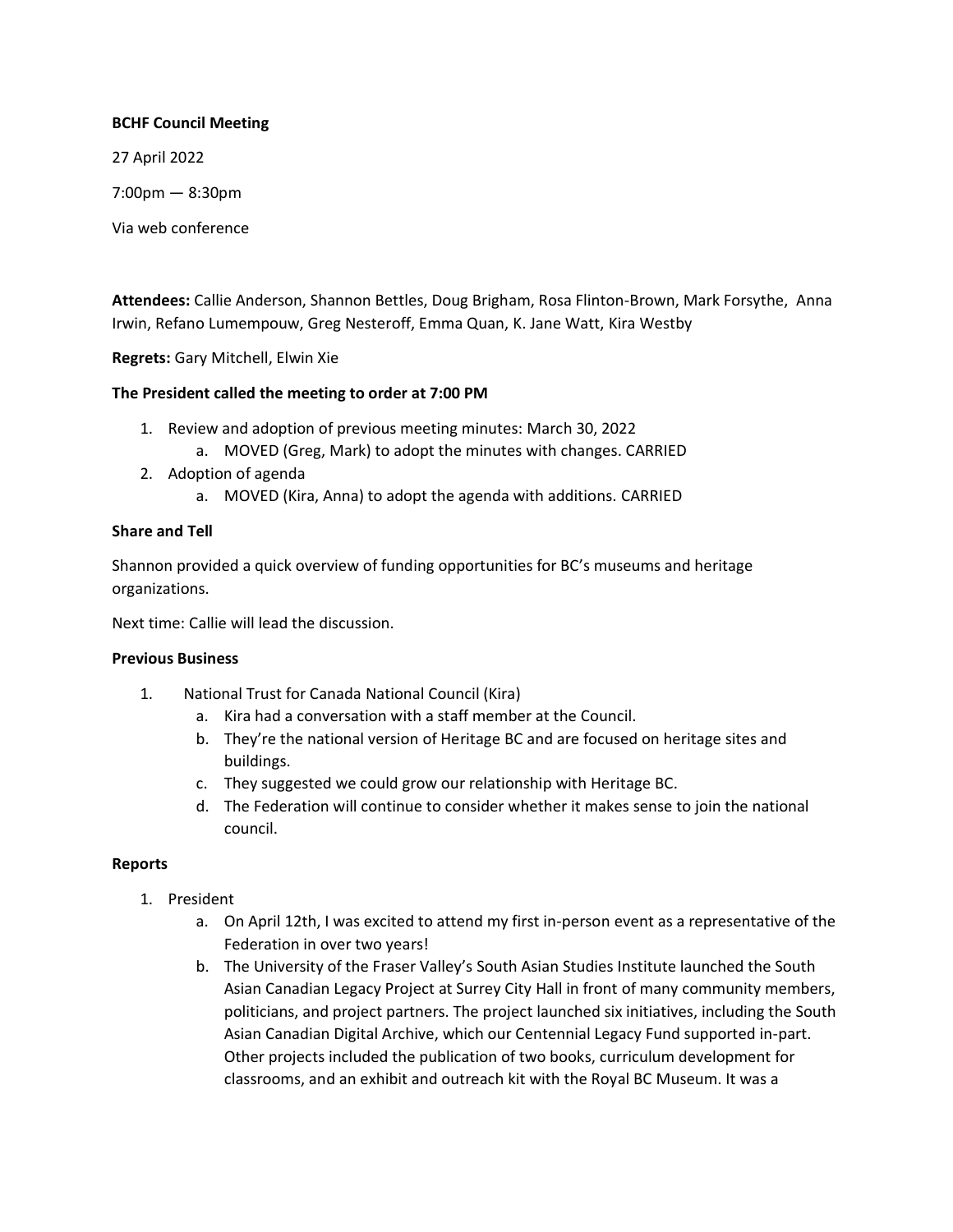**BCHF Council Meeting**

27 April 2022

7:00pm — 8:30pm

Via web conference

**Attendees:** Callie Anderson, Shannon Bettles, Doug Brigham, Rosa Flinton-Brown, Mark Forsythe, Anna Irwin, Refano Lumempouw, Greg Nesteroff, Emma Quan, K. Jane Watt, Kira Westby

**Regrets:** Gary Mitchell, Elwin Xie

**The President called the meeting to order at 7:00 PM**

1. Review and adoption of previous meeting minutes: March 30, 2022
    a. MOVED (Greg, Mark) to adopt the minutes with changes. CARRIED
2. Adoption of agenda
    a. MOVED (Kira, Anna) to adopt the agenda with additions. CARRIED

**Share and Tell**

Shannon provided a quick overview of funding opportunities for BC's museums and heritage organizations.

Next time: Callie will lead the discussion.

**Previous Business**

1. National Trust for Canada National Council (Kira)
    a. Kira had a conversation with a staff member at the Council.
    b. They're the national version of Heritage BC and are focused on heritage sites and buildings.
    c. They suggested we could grow our relationship with Heritage BC.
    d. The Federation will continue to consider whether it makes sense to join the national council.

**Reports**

1. President
    a. On April 12th, I was excited to attend my first in-person event as a representative of the Federation in over two years!
    b. The University of the Fraser Valley's South Asian Studies Institute launched the South Asian Canadian Legacy Project at Surrey City Hall in front of many community members, politicians, and project partners. The project launched six initiatives, including the South Asian Canadian Digital Archive, which our Centennial Legacy Fund supported in-part. Other projects included the publication of two books, curriculum development for classrooms, and an exhibit and outreach kit with the Royal BC Museum. It was a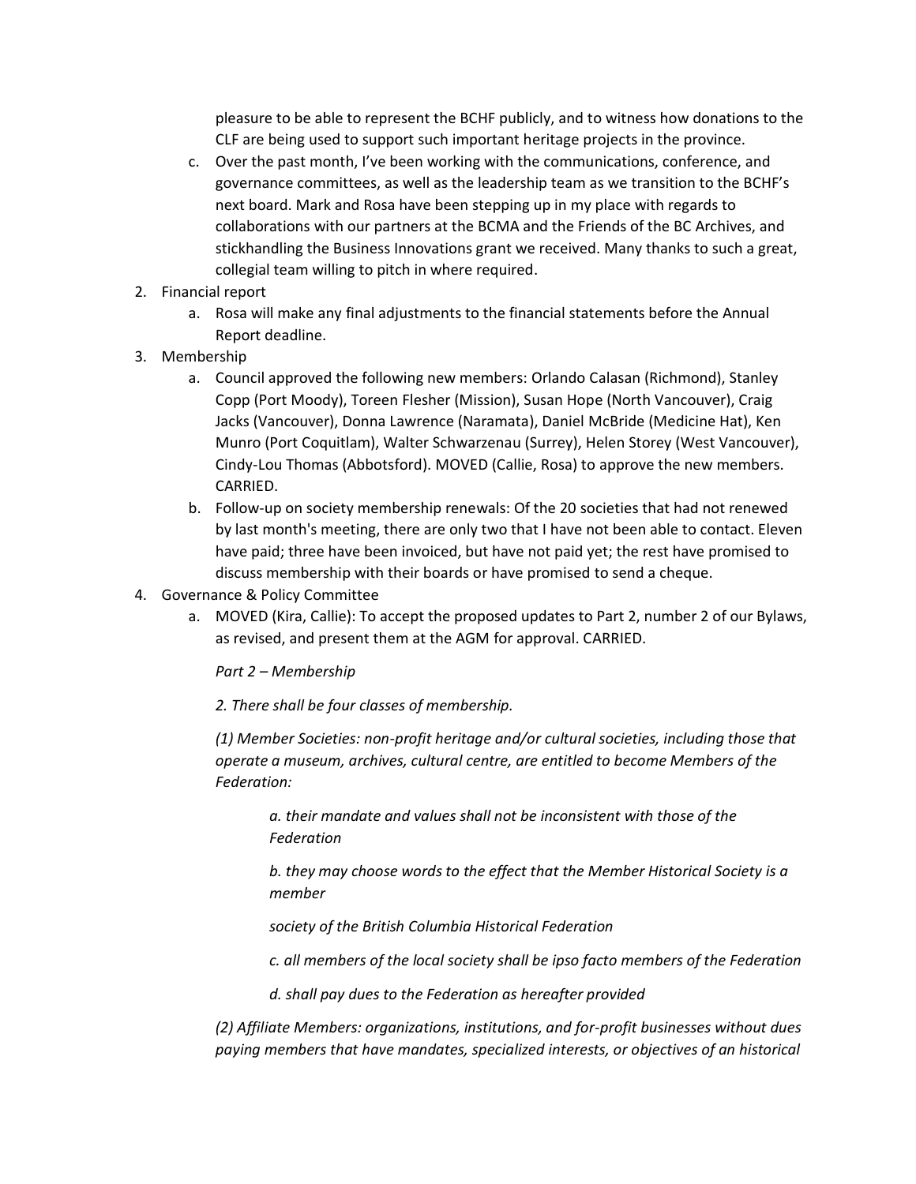pleasure to be able to represent the BCHF publicly, and to witness how donations to the CLF are being used to support such important heritage projects in the province.

   c. Over the past month, I've been working with the communications, conference, and governance committees, as well as the leadership team as we transition to the BCHF's next board. Mark and Rosa have been stepping up in my place with regards to collaborations with our partners at the BCMA and the Friends of the BC Archives, and stickhandling the Business Innovations grant we received. Many thanks to such a great, collegial team willing to pitch in where required.

2. Financial report
   a. Rosa will make any final adjustments to the financial statements before the Annual Report deadline.
3. Membership
   a. Council approved the following new members: Orlando Calasan (Richmond), Stanley Copp (Port Moody), Toreen Flesher (Mission), Susan Hope (North Vancouver), Craig Jacks (Vancouver), Donna Lawrence (Naramata), Daniel McBride (Medicine Hat), Ken Munro (Port Coquitlam), Walter Schwarzenau (Surrey), Helen Storey (West Vancouver), Cindy-Lou Thomas (Abbotsford). MOVED (Callie, Rosa) to approve the new members. CARRIED.
   b. Follow-up on society membership renewals: Of the 20 societies that had not renewed by last month's meeting, there are only two that I have not been able to contact. Eleven have paid; three have been invoiced, but have not paid yet; the rest have promised to discuss membership with their boards or have promised to send a cheque.
4. Governance & Policy Committee
   a. MOVED (Kira, Callie): To accept the proposed updates to Part 2, number 2 of our Bylaws, as revised, and present them at the AGM for approval. CARRIED.

      *Part 2 – Membership*

      *2. There shall be four classes of membership.*

      *(1) Member Societies: non-profit heritage and/or cultural societies, including those that operate a museum, archives, cultural centre, are entitled to become Members of the Federation:*

      > *a. their mandate and values shall not be inconsistent with those of the Federation*
      >
      > *b. they may choose words to the effect that the Member Historical Society is a member*
      >
      > *society of the British Columbia Historical Federation*
      >
      > *c. all members of the local society shall be ipso facto members of the Federation*
      >
      > *d. shall pay dues to the Federation as hereafter provided*

      *(2) Affiliate Members: organizations, institutions, and for-profit businesses without dues paying members that have mandates, specialized interests, or objectives of an historical*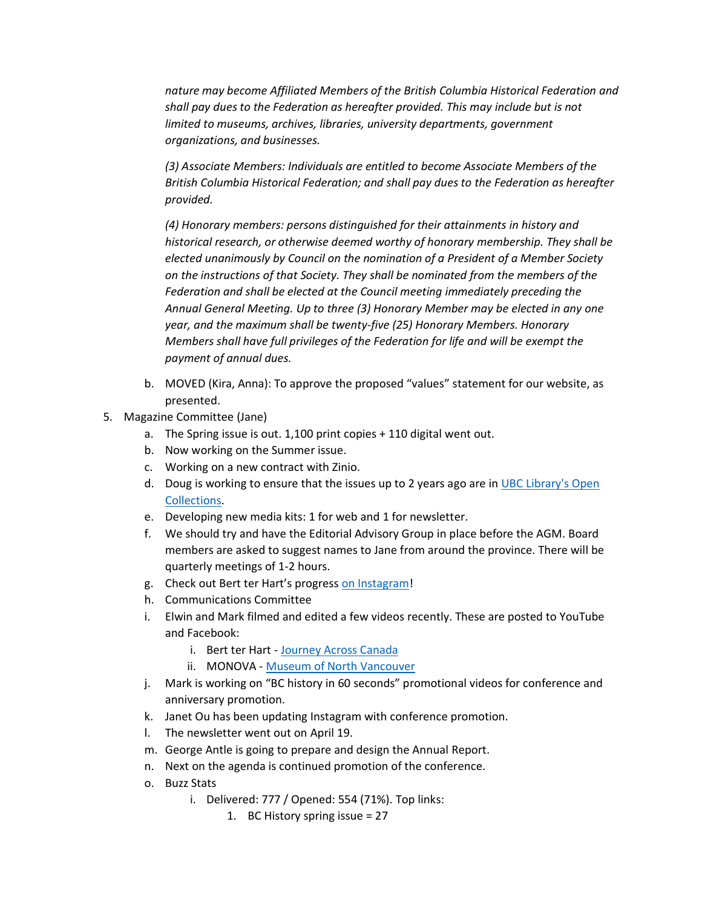*nature may become Affiliated Members of the British Columbia Historical Federation and shall pay dues to the Federation as hereafter provided. This may include but is not limited to museums, archives, libraries, university departments, government organizations, and businesses.*

*(3) Associate Members: Individuals are entitled to become Associate Members of the British Columbia Historical Federation; and shall pay dues to the Federation as hereafter provided.*

*(4) Honorary members: persons distinguished for their attainments in history and historical research, or otherwise deemed worthy of honorary membership. They shall be elected unanimously by Council on the nomination of a President of a Member Society on the instructions of that Society. They shall be nominated from the members of the Federation and shall be elected at the Council meeting immediately preceding the Annual General Meeting. Up to three (3) Honorary Member may be elected in any one year, and the maximum shall be twenty-five (25) Honorary Members. Honorary Members shall have full privileges of the Federation for life and will be exempt the payment of annual dues.*

   b. MOVED (Kira, Anna): To approve the proposed "values" statement for our website, as presented.

5. Magazine Committee (Jane)
   a. The Spring issue is out. 1,100 print copies + 110 digital went out.
   b. Now working on the Summer issue.
   c. Working on a new contract with Zinio.
   d. Doug is working to ensure that the issues up to 2 years ago are in UBC Library's Open Collections.
   e. Developing new media kits: 1 for web and 1 for newsletter.
   f. We should try and have the Editorial Advisory Group in place before the AGM. Board members are asked to suggest names to Jane from around the province. There will be quarterly meetings of 1-2 hours.
   g. Check out Bert ter Hart's progress on Instagram!
   h. Communications Committee
   i. Elwin and Mark filmed and edited a few videos recently. These are posted to YouTube and Facebook:
      i. Bert ter Hart - Journey Across Canada
      ii. MONOVA - Museum of North Vancouver
   j. Mark is working on "BC history in 60 seconds" promotional videos for conference and anniversary promotion.
   k. Janet Ou has been updating Instagram with conference promotion.
   l. The newsletter went out on April 19.
   m. George Antle is going to prepare and design the Annual Report.
   n. Next on the agenda is continued promotion of the conference.
   o. Buzz Stats
      i. Delivered: 777 / Opened: 554 (71%). Top links:
         1. BC History spring issue = 27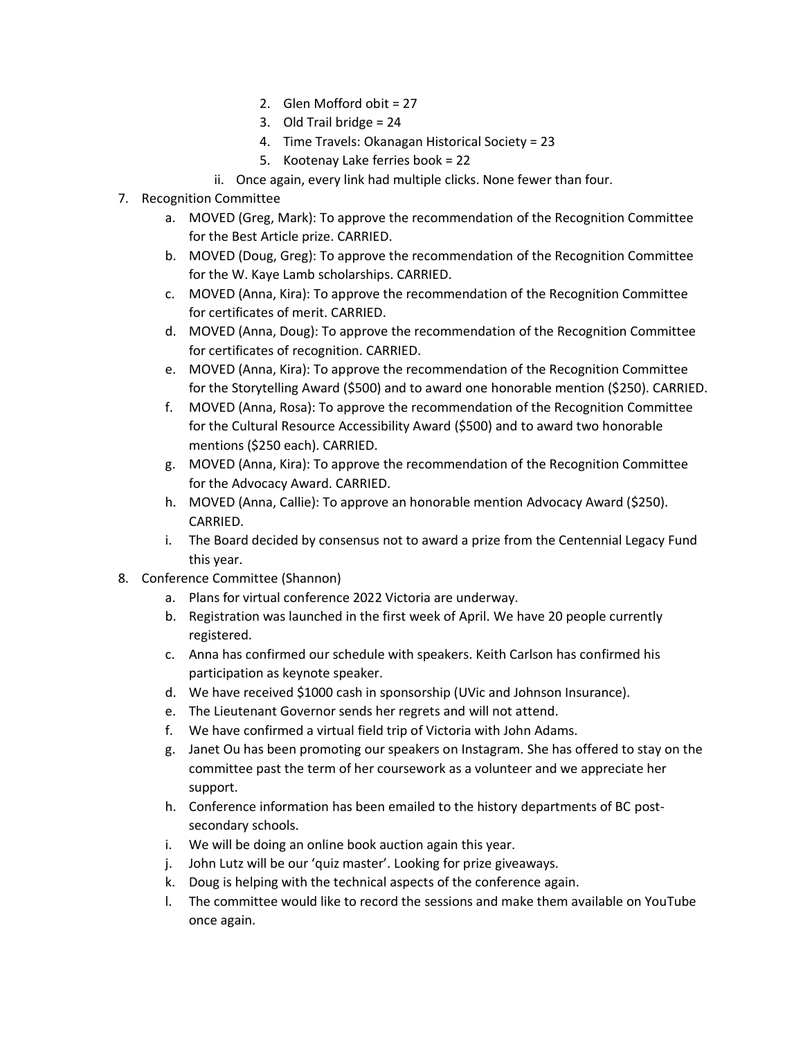2. Glen Mofford obit = 27
3. Old Trail bridge = 24
4. Time Travels: Okanagan Historical Society = 23
5. Kootenay Lake ferries book = 22

ii. Once again, every link had multiple clicks. None fewer than four.

7. Recognition Committee
   a. MOVED (Greg, Mark): To approve the recommendation of the Recognition Committee for the Best Article prize. CARRIED.
   b. MOVED (Doug, Greg): To approve the recommendation of the Recognition Committee for the W. Kaye Lamb scholarships. CARRIED.
   c. MOVED (Anna, Kira): To approve the recommendation of the Recognition Committee for certificates of merit. CARRIED.
   d. MOVED (Anna, Doug): To approve the recommendation of the Recognition Committee for certificates of recognition. CARRIED.
   e. MOVED (Anna, Kira): To approve the recommendation of the Recognition Committee for the Storytelling Award ($500) and to award one honorable mention ($250). CARRIED.
   f. MOVED (Anna, Rosa): To approve the recommendation of the Recognition Committee for the Cultural Resource Accessibility Award ($500) and to award two honorable mentions ($250 each). CARRIED.
   g. MOVED (Anna, Kira): To approve the recommendation of the Recognition Committee for the Advocacy Award. CARRIED.
   h. MOVED (Anna, Callie): To approve an honorable mention Advocacy Award ($250). CARRIED.
   i. The Board decided by consensus not to award a prize from the Centennial Legacy Fund this year.
8. Conference Committee (Shannon)
   a. Plans for virtual conference 2022 Victoria are underway.
   b. Registration was launched in the first week of April. We have 20 people currently registered.
   c. Anna has confirmed our schedule with speakers. Keith Carlson has confirmed his participation as keynote speaker.
   d. We have received $1000 cash in sponsorship (UVic and Johnson Insurance).
   e. The Lieutenant Governor sends her regrets and will not attend.
   f. We have confirmed a virtual field trip of Victoria with John Adams.
   g. Janet Ou has been promoting our speakers on Instagram. She has offered to stay on the committee past the term of her coursework as a volunteer and we appreciate her support.
   h. Conference information has been emailed to the history departments of BC post-secondary schools.
   i. We will be doing an online book auction again this year.
   j. John Lutz will be our 'quiz master'. Looking for prize giveaways.
   k. Doug is helping with the technical aspects of the conference again.
   l. The committee would like to record the sessions and make them available on YouTube once again.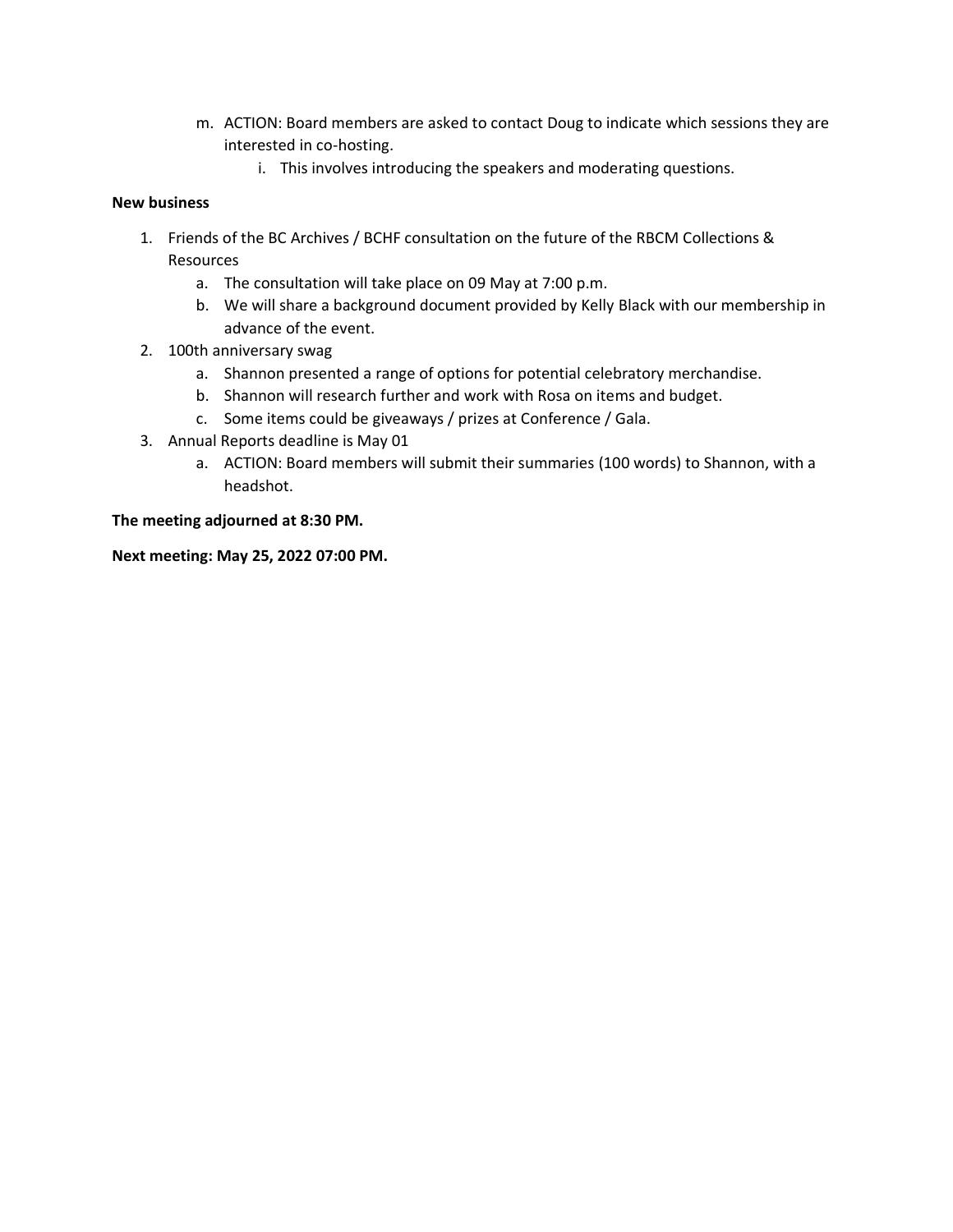m. ACTION: Board members are asked to contact Doug to indicate which sessions they are interested in co-hosting.
   i. This involves introducing the speakers and moderating questions.

**New business**

1. Friends of the BC Archives / BCHF consultation on the future of the RBCM Collections & Resources
   a. The consultation will take place on 09 May at 7:00 p.m.
   b. We will share a background document provided by Kelly Black with our membership in advance of the event.
2. 100th anniversary swag
   a. Shannon presented a range of options for potential celebratory merchandise.
   b. Shannon will research further and work with Rosa on items and budget.
   c. Some items could be giveaways / prizes at Conference / Gala.
3. Annual Reports deadline is May 01
   a. ACTION: Board members will submit their summaries (100 words) to Shannon, with a headshot.

**The meeting adjourned at 8:30 PM.**

**Next meeting: May 25, 2022 07:00 PM.**